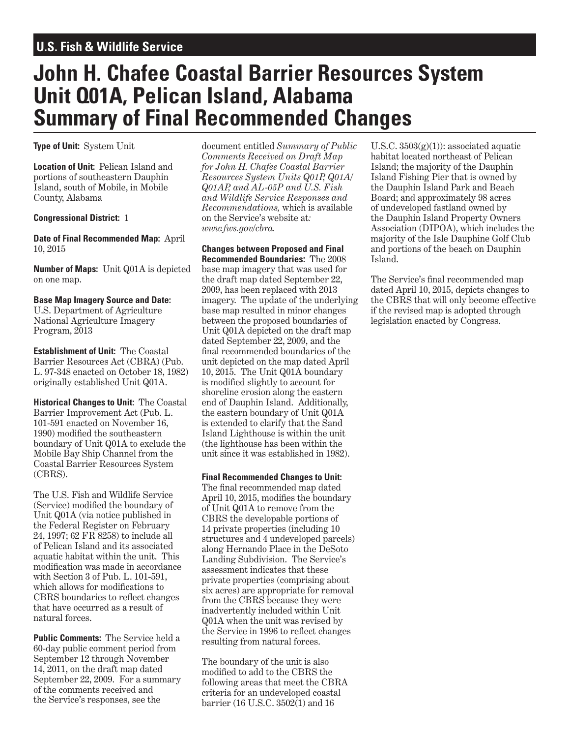U.S. Fish & Wildlife Service

# John H. Chafee Coastal Barrier Resources System Unit Q01A, Pelican Island, Alabama Summary of Final Recommended Changes

**Type of Unit:** System Unit

**Location of Unit:** Pelican Island and portions of southeastern Dauphin Island, south of Mobile, in Mobile County, Alabama

**Congressional District:** 1

**Date of Final Recommended Map:** April 10, 2015

**Number of Maps:** Unit Q01A is depicted on one map.

**Base Map Imagery Source and Date:** U.S. Department of Agriculture National Agriculture Imagery Program, 2013

**Establishment of Unit:** The Coastal Barrier Resources Act (CBRA) (Pub. L. 97-348 enacted on October 18, 1982) originally established Unit Q01A.

**Historical Changes to Unit:** The Coastal Barrier Improvement Act (Pub. L. 101-591 enacted on November 16, 1990) modified the southeastern boundary of Unit Q01A to exclude the Mobile Bay Ship Channel from the Coastal Barrier Resources System (CBRS).

The U.S. Fish and Wildlife Service (Service) modified the boundary of Unit Q01A (via notice published in the Federal Register on February 24, 1997; 62 FR 8258) to include all of Pelican Island and its associated aquatic habitat within the unit. This modification was made in accordance with Section 3 of Pub. L. 101-591, which allows for modifications to CBRS boundaries to reflect changes that have occurred as a result of natural forces.

**Public Comments:** The Service held a 60-day public comment period from September 12 through November 14, 2011, on the draft map dated September 22, 2009. For a summary of the comments received and the Service's responses, see the document entitled *Summary of Public Comments Received on Draft Map for John H. Chafee Coastal Barrier Resources System Units Q01P, Q01A/Q01AP, and AL-05P and U.S. Fish and Wildlife Service Responses and Recommendations,* which is available on the Service's website at*: www.fws.gov/cbra.*

**Changes between Proposed and Final Recommended Boundaries:** The 2008 base map imagery that was used for the draft map dated September 22, 2009, has been replaced with 2013 imagery. The update of the underlying base map resulted in minor changes between the proposed boundaries of Unit Q01A depicted on the draft map dated September 22, 2009, and the final recommended boundaries of the unit depicted on the map dated April 10, 2015. The Unit Q01A boundary is modified slightly to account for shoreline erosion along the eastern end of Dauphin Island. Additionally, the eastern boundary of Unit Q01A is extended to clarify that the Sand Island Lighthouse is within the unit (the lighthouse has been within the unit since it was established in 1982).

**Final Recommended Changes to Unit:** The final recommended map dated April 10, 2015, modifies the boundary of Unit Q01A to remove from the CBRS the developable portions of 14 private properties (including 10 structures and 4 undeveloped parcels) along Hernando Place in the DeSoto Landing Subdivision. The Service's assessment indicates that these private properties (comprising about six acres) are appropriate for removal from the CBRS because they were inadvertently included within Unit Q01A when the unit was revised by the Service in 1996 to reflect changes resulting from natural forces.

The boundary of the unit is also modified to add to the CBRS the following areas that meet the CBRA criteria for an undeveloped coastal barrier (16 U.S.C. 3502(1) and 16 U.S.C. 3503(g)(1)): associated aquatic habitat located northeast of Pelican Island; the majority of the Dauphin Island Fishing Pier that is owned by the Dauphin Island Park and Beach Board; and approximately 98 acres of undeveloped fastland owned by the Dauphin Island Property Owners Association (DIPOA), which includes the majority of the Isle Dauphine Golf Club and portions of the beach on Dauphin Island.

The Service's final recommended map dated April 10, 2015, depicts changes to the CBRS that will only become effective if the revised map is adopted through legislation enacted by Congress.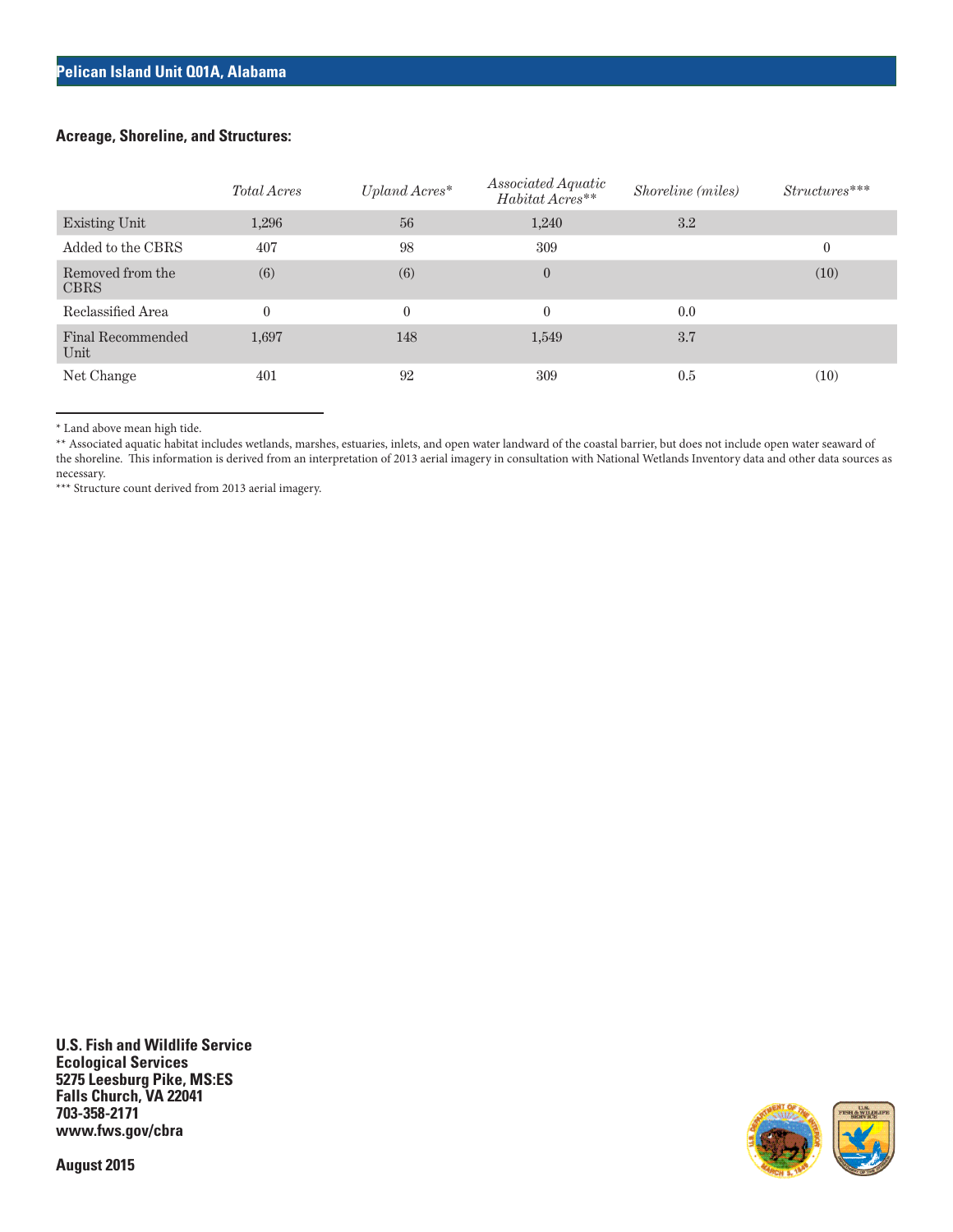## Pelican Island Unit Q01A, Alabama

### Acreage, Shoreline, and Structures:

| | *Total Acres* | *Upland Acres\** | *Associated Aquatic Habitat Acres\*\** | *Shoreline (miles)* | *Structures\*\*\** |
|---|---|---|---|---|---|
| Existing Unit | 1,296 | 56 | 1,240 | 3.2 | |
| Added to the CBRS | 407 | 98 | 309 | | 0 |
| Removed from the CBRS | (6) | (6) | 0 | | (10) |
| Reclassified Area | 0 | 0 | 0 | 0.0 | |
| Final Recommended Unit | 1,697 | 148 | 1,549 | 3.7 | |
| Net Change | 401 | 92 | 309 | 0.5 | (10) |

\* Land above mean high tide.

\*\* Associated aquatic habitat includes wetlands, marshes, estuaries, inlets, and open water landward of the coastal barrier, but does not include open water seaward of the shoreline. This information is derived from an interpretation of 2013 aerial imagery in consultation with National Wetlands Inventory data and other data sources as necessary.

\*\*\* Structure count derived from 2013 aerial imagery.

**U.S. Fish and Wildlife Service**
**Ecological Services**
**5275 Leesburg Pike, MS:ES**
**Falls Church, VA 22041**
**703-358-2171**
**www.fws.gov/cbra**

**August 2015**